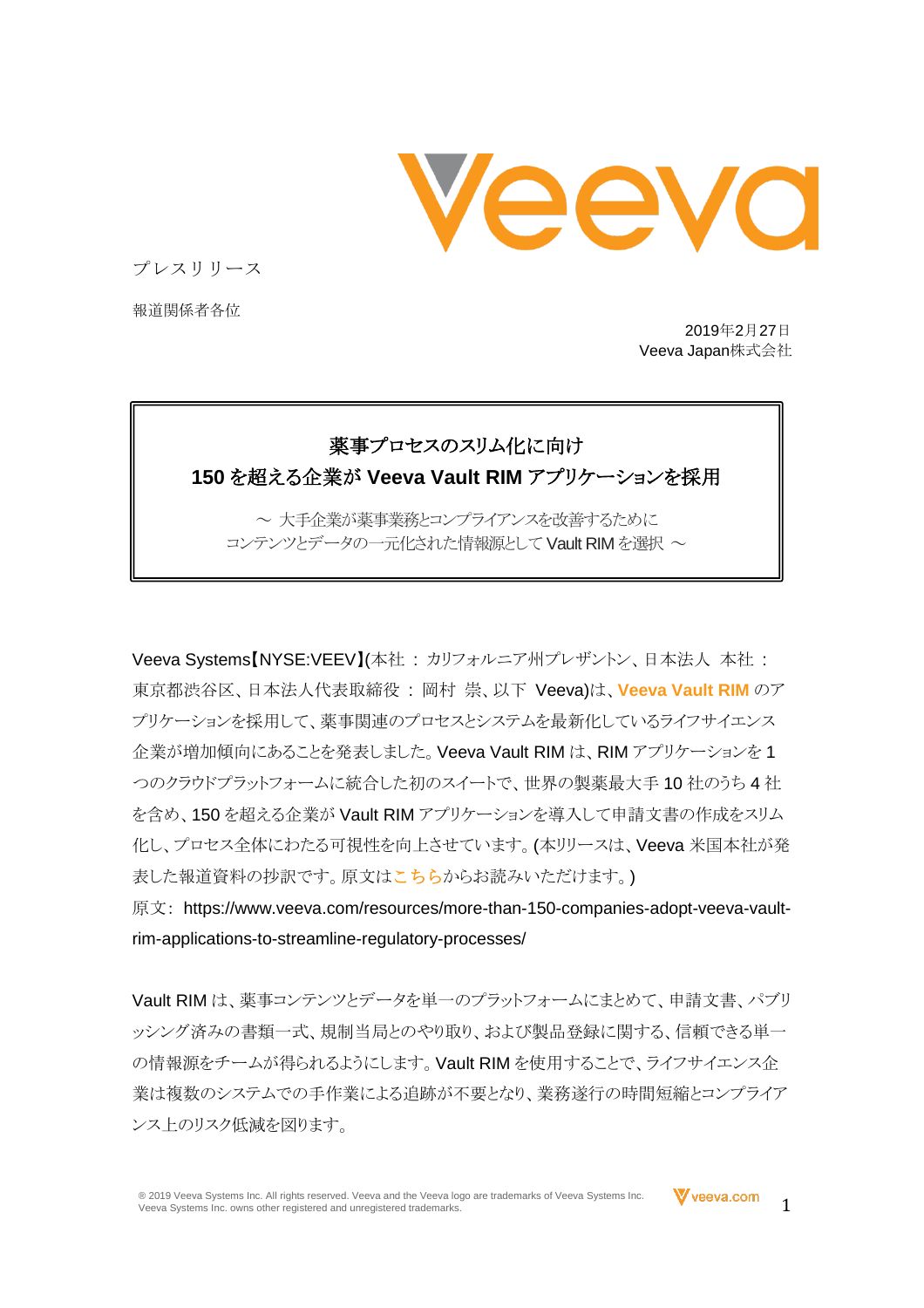プレスリリース

報道関係者各位

2019年2月27日
Veeva Japan株式会社

# 薬事プロセスのスリム化に向け
# 150 を超える企業が Veeva Vault RIM アプリケーションを採用

～ 大手企業が薬事業務とコンプライアンスを改善するために
コンテンツとデータの一元化された情報源として Vault RIM を選択 ～

Veeva Systems【NYSE:VEEV】(本社 ： カリフォルニア州プレザントン、日本法人 本社 ： 東京都渋谷区、日本法人代表取締役 ： 岡村 崇、以下 Veeva)は、**Veeva Vault RIM** のアプリケーションを採用して、薬事関連のプロセスとシステムを最新化しているライフサイエンス企業が増加傾向にあることを発表しました。Veeva Vault RIM は、RIM アプリケーションを 1 つのクラウドプラットフォームに統合した初のスイートで、世界の製薬最大手 10 社のうち 4 社を含め、150 を超える企業が Vault RIM アプリケーションを導入して申請文書の作成をスリム化し、プロセス全体にわたる可視性を向上させています。(本リリースは、Veeva 米国本社が発表した報道資料の抄訳です。原文はこちらからお読みいただけます。)

原文： https://www.veeva.com/resources/more-than-150-companies-adopt-veeva-vault-rim-applications-to-streamline-regulatory-processes/

Vault RIM は、薬事コンテンツとデータを単一のプラットフォームにまとめて、申請文書、パブリッシング済みの書類一式、規制当局とのやり取り、および製品登録に関する、信頼できる単一の情報源をチームが得られるようにします。Vault RIM を使用することで、ライフサイエンス企業は複数のシステムでの手作業による追跡が不要となり、業務遂行の時間短縮とコンプライアンス上のリスク低減を図ります。

® 2019 Veeva Systems Inc. All rights reserved. Veeva and the Veeva logo are trademarks of Veeva Systems Inc. Veeva Systems Inc. owns other registered and unregistered trademarks.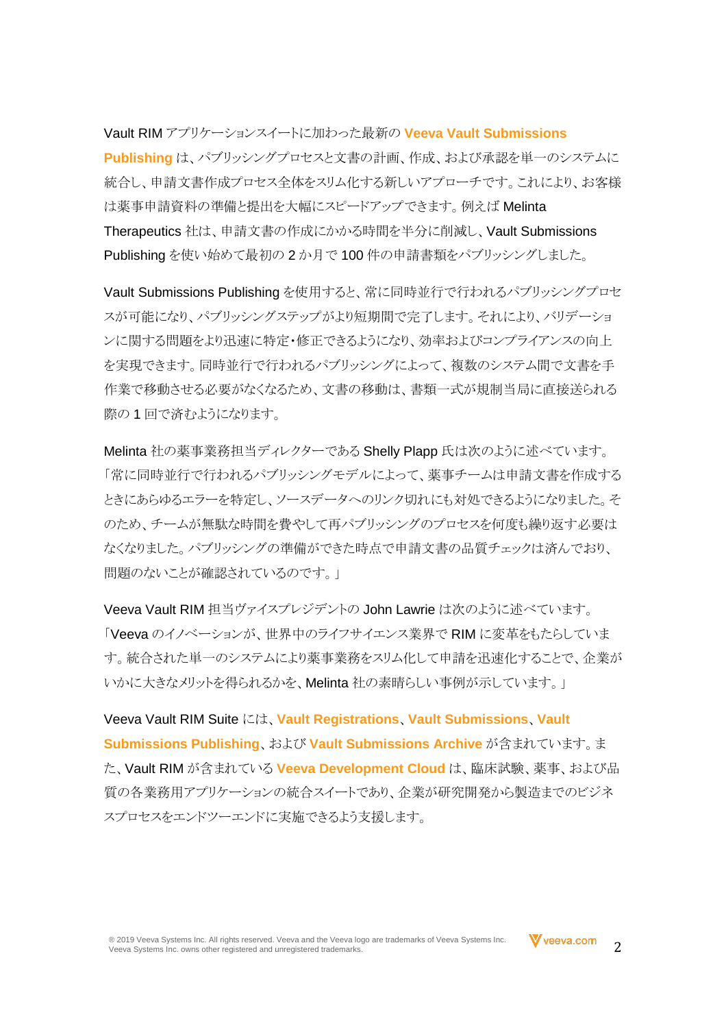Vault RIM アプリケーションスイートに加わった最新の **Veeva Vault Submissions Publishing** は、パブリッシングプロセスと文書の計画、作成、および承認を単一のシステムに統合し、申請文書作成プロセス全体をスリム化する新しいアプローチです。これにより、お客様は薬事申請資料の準備と提出を大幅にスピードアップできます。例えば Melinta Therapeutics 社は、申請文書の作成にかかる時間を半分に削減し、Vault Submissions Publishing を使い始めて最初の 2 か月で 100 件の申請書類をパブリッシングしました。

Vault Submissions Publishing を使用すると、常に同時並行で行われるパブリッシングプロセスが可能になり、パブリッシングステップがより短期間で完了します。それにより、バリデーションに関する問題をより迅速に特定・修正できるようになり、効率およびコンプライアンスの向上を実現できます。同時並行で行われるパブリッシングによって、複数のシステム間で文書を手作業で移動させる必要がなくなるため、文書の移動は、書類一式が規制当局に直接送られる際の 1 回で済むようになります。

Melinta 社の薬事業務担当ディレクターである Shelly Plapp 氏は次のように述べています。「常に同時並行で行われるパブリッシングモデルによって、薬事チームは申請文書を作成するときにあらゆるエラーを特定し、ソースデータへのリンク切れにも対処できるようになりました。そのため、チームが無駄な時間を費やして再パブリッシングのプロセスを何度も繰り返す必要はなくなりました。パブリッシングの準備ができた時点で申請文書の品質チェックは済んでおり、問題のないことが確認されているのです。」

Veeva Vault RIM 担当ヴァイスプレジデントの John Lawrie は次のように述べています。「Veeva のイノベーションが、世界中のライフサイエンス業界で RIM に変革をもたらしています。統合された単一のシステムにより薬事業務をスリム化して申請を迅速化することで、企業がいかに大きなメリットを得られるかを、Melinta 社の素晴らしい事例が示しています。」

Veeva Vault RIM Suite には、**Vault Registrations**、**Vault Submissions**、**Vault Submissions Publishing**、および **Vault Submissions Archive** が含まれています。また、Vault RIM が含まれている **Veeva Development Cloud** は、臨床試験、薬事、および品質の各業務用アプリケーションの統合スイートであり、企業が研究開発から製造までのビジネスプロセスをエンドツーエンドに実施できるよう支援します。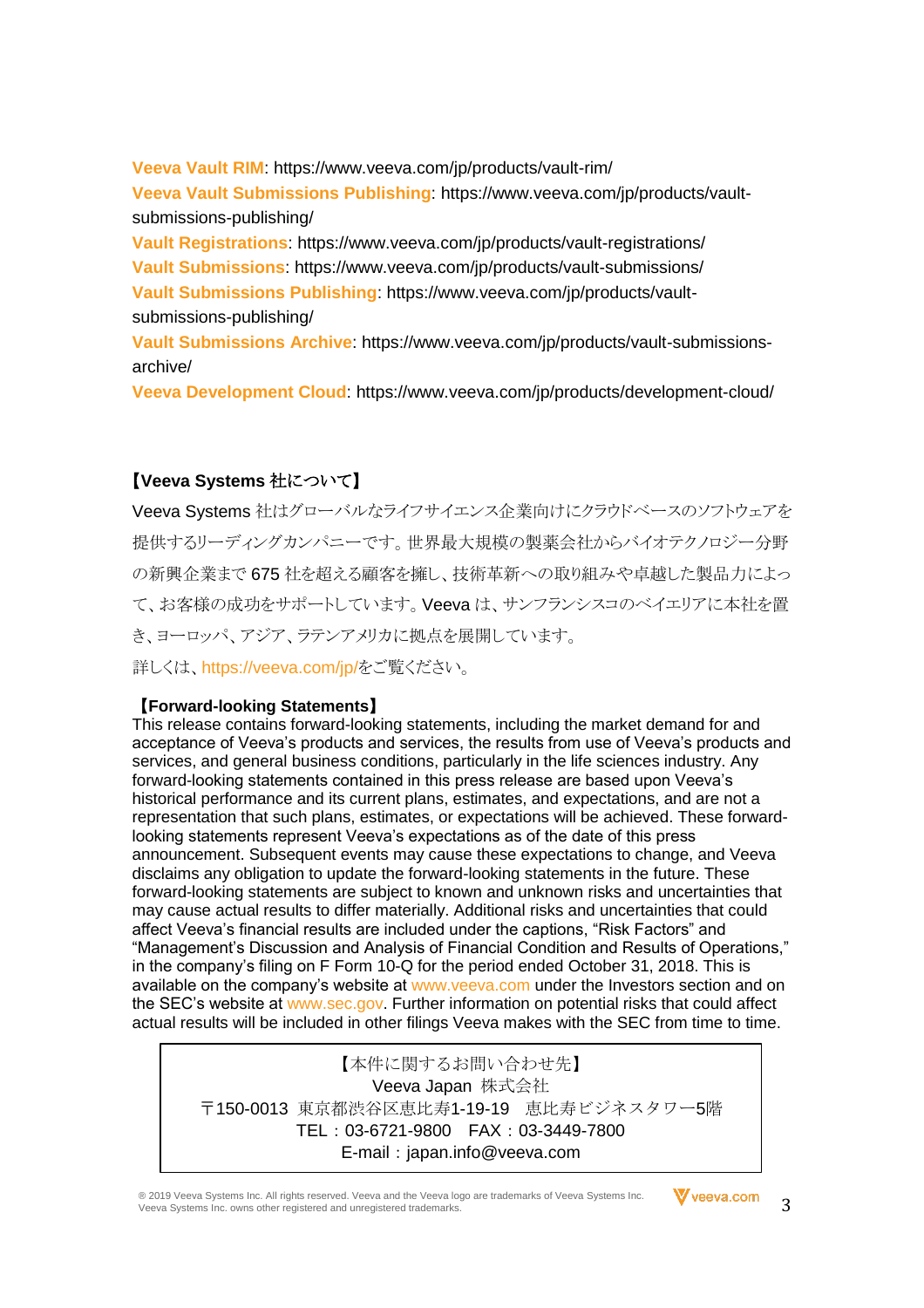**Veeva Vault RIM**: https://www.veeva.com/jp/products/vault-rim/
**Veeva Vault Submissions Publishing**: https://www.veeva.com/jp/products/vault-submissions-publishing/
**Vault Registrations**: https://www.veeva.com/jp/products/vault-registrations/
**Vault Submissions**: https://www.veeva.com/jp/products/vault-submissions/
**Vault Submissions Publishing**: https://www.veeva.com/jp/products/vault-submissions-publishing/
**Vault Submissions Archive**: https://www.veeva.com/jp/products/vault-submissions-archive/
**Veeva Development Cloud**: https://www.veeva.com/jp/products/development-cloud/

**【Veeva Systems 社について】**

Veeva Systems 社はグローバルなライフサイエンス企業向けにクラウドベースのソフトウェアを提供するリーディングカンパニーです。世界最大規模の製薬会社からバイオテクノロジー分野の新興企業まで 675 社を超える顧客を擁し、技術革新への取り組みや卓越した製品力によって、お客様の成功をサポートしています。Veeva は、サンフランシスコのベイエリアに本社を置き、ヨーロッパ、アジア、ラテンアメリカに拠点を展開しています。

詳しくは、https://veeva.com/jp/をご覧ください。

**【Forward-looking Statements】**

This release contains forward-looking statements, including the market demand for and acceptance of Veeva's products and services, the results from use of Veeva's products and services, and general business conditions, particularly in the life sciences industry. Any forward-looking statements contained in this press release are based upon Veeva's historical performance and its current plans, estimates, and expectations, and are not a representation that such plans, estimates, or expectations will be achieved. These forward-looking statements represent Veeva's expectations as of the date of this press announcement. Subsequent events may cause these expectations to change, and Veeva disclaims any obligation to update the forward-looking statements in the future. These forward-looking statements are subject to known and unknown risks and uncertainties that may cause actual results to differ materially. Additional risks and uncertainties that could affect Veeva's financial results are included under the captions, "Risk Factors" and "Management's Discussion and Analysis of Financial Condition and Results of Operations," in the company's filing on F Form 10-Q for the period ended October 31, 2018. This is available on the company's website at www.veeva.com under the Investors section and on the SEC's website at www.sec.gov. Further information on potential risks that could affect actual results will be included in other filings Veeva makes with the SEC from time to time.

【本件に関するお問い合わせ先】
Veeva Japan 株式会社
〒150-0013 東京都渋谷区恵比寿1-19-19 恵比寿ビジネスタワー5階
TEL：03-6721-9800 FAX：03-3449-7800
E-mail：japan.info@veeva.com

® 2019 Veeva Systems Inc. All rights reserved. Veeva and the Veeva logo are trademarks of Veeva Systems Inc. Veeva Systems Inc. owns other registered and unregistered trademarks.